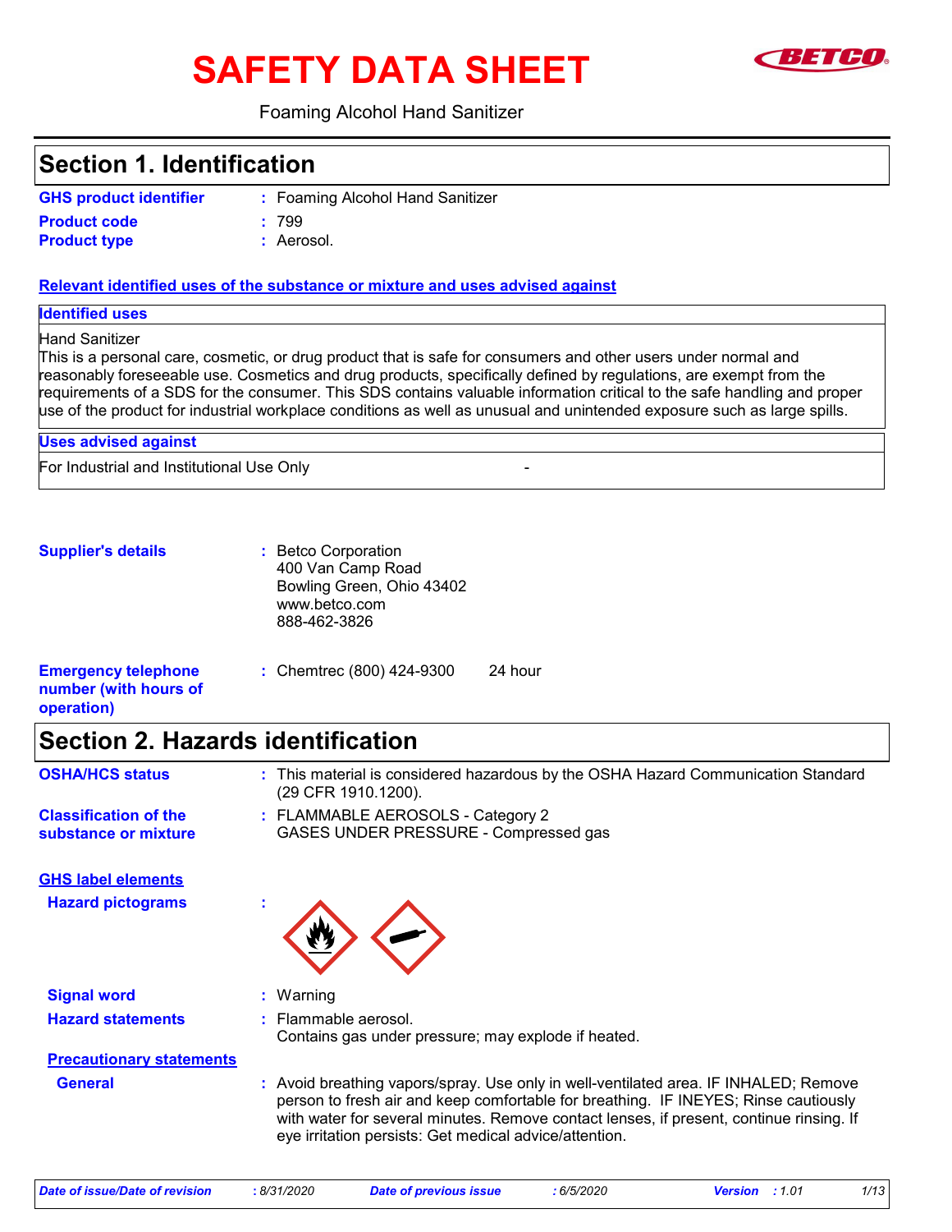# SAFETY DATA SHEET

Foaming Alcohol Hand Sanitizer

## Section 1. Identification

**GHS product identifier** : Foaming Alcohol Hand Sanitizer

**Product code** : 799

**Product type** : Aerosol.

**Relevant identified uses of the substance or mixture and uses advised against**

**Identified uses**

Hand Sanitizer
This is a personal care, cosmetic, or drug product that is safe for consumers and other users under normal and reasonably foreseeable use. Cosmetics and drug products, specifically defined by regulations, are exempt from the requirements of a SDS for the consumer. This SDS contains valuable information critical to the safe handling and proper use of the product for industrial workplace conditions as well as unusual and unintended exposure such as large spills.

**Uses advised against**

For Industrial and Institutional Use Only -

**Supplier's details** : Betco Corporation
400 Van Camp Road
Bowling Green, Ohio 43402
www.betco.com
888-462-3826

**Emergency telephone number (with hours of operation)** : Chemtrec (800) 424-9300 24 hour

## Section 2. Hazards identification

**OSHA/HCS status** : This material is considered hazardous by the OSHA Hazard Communication Standard (29 CFR 1910.1200).

**Classification of the substance or mixture** : FLAMMABLE AEROSOLS - Category 2
GASES UNDER PRESSURE - Compressed gas

**GHS label elements**

**Hazard pictograms** :

**Signal word** : Warning

**Hazard statements** : Flammable aerosol.
Contains gas under pressure; may explode if heated.

**Precautionary statements**

**General** : Avoid breathing vapors/spray. Use only in well-ventilated area. IF INHALED; Remove person to fresh air and keep comfortable for breathing. IF INEYES; Rinse cautiously with water for several minutes. Remove contact lenses, if present, continue rinsing. If eye irritation persists: Get medical advice/attention.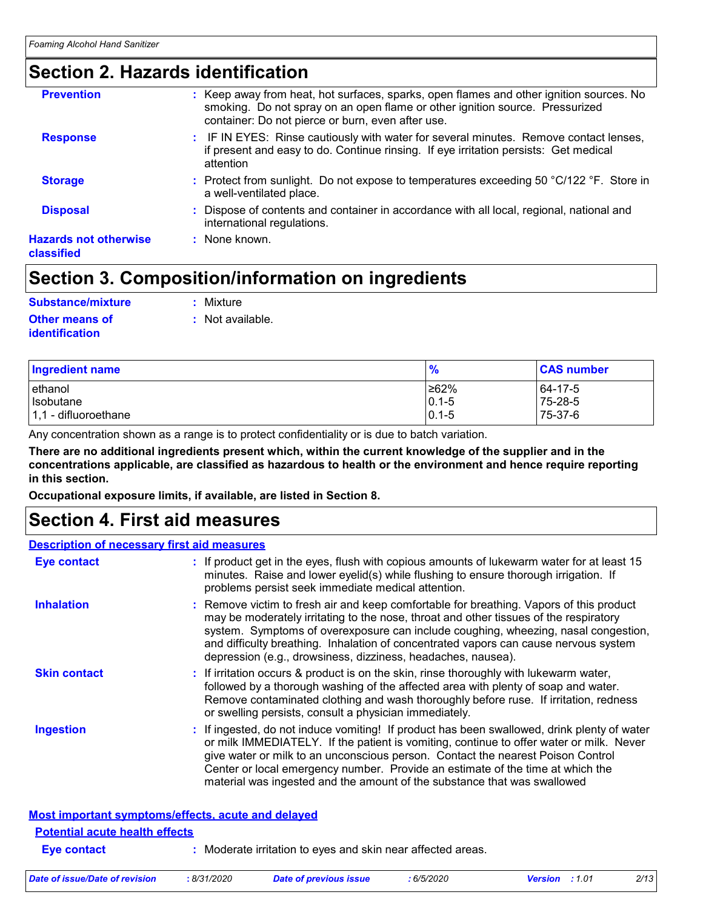## Section 2. Hazards identification

**Prevention** : Keep away from heat, hot surfaces, sparks, open flames and other ignition sources. No smoking. Do not spray on an open flame or other ignition source. Pressurized container: Do not pierce or burn, even after use.

**Response** : IF IN EYES: Rinse cautiously with water for several minutes. Remove contact lenses, if present and easy to do. Continue rinsing. If eye irritation persists: Get medical attention

**Storage** : Protect from sunlight. Do not expose to temperatures exceeding 50 °C/122 °F. Store in a well-ventilated place.

**Disposal** : Dispose of contents and container in accordance with all local, regional, national and international regulations.

**Hazards not otherwise classified** : None known.

## Section 3. Composition/information on ingredients

**Substance/mixture** : Mixture

**Other means of identification** : Not available.

| Ingredient name | % | CAS number |
|---|---|---|
| ethanol | ≥62% | 64-17-5 |
| Isobutane | 0.1-5 | 75-28-5 |
| 1,1 - difluoroethane | 0.1-5 | 75-37-6 |

Any concentration shown as a range is to protect confidentiality or is due to batch variation.

**There are no additional ingredients present which, within the current knowledge of the supplier and in the concentrations applicable, are classified as hazardous to health or the environment and hence require reporting in this section.**

**Occupational exposure limits, if available, are listed in Section 8.**

## Section 4. First aid measures

### Description of necessary first aid measures

**Eye contact** : If product get in the eyes, flush with copious amounts of lukewarm water for at least 15 minutes. Raise and lower eyelid(s) while flushing to ensure thorough irrigation. If problems persist seek immediate medical attention.

**Inhalation** : Remove victim to fresh air and keep comfortable for breathing. Vapors of this product may be moderately irritating to the nose, throat and other tissues of the respiratory system. Symptoms of overexposure can include coughing, wheezing, nasal congestion, and difficulty breathing. Inhalation of concentrated vapors can cause nervous system depression (e.g., drowsiness, dizziness, headaches, nausea).

**Skin contact** : If irritation occurs & product is on the skin, rinse thoroughly with lukewarm water, followed by a thorough washing of the affected area with plenty of soap and water. Remove contaminated clothing and wash thoroughly before ruse. If irritation, redness or swelling persists, consult a physician immediately.

**Ingestion** : If ingested, do not induce vomiting! If product has been swallowed, drink plenty of water or milk IMMEDIATELY. If the patient is vomiting, continue to offer water or milk. Never give water or milk to an unconscious person. Contact the nearest Poison Control Center or local emergency number. Provide an estimate of the time at which the material was ingested and the amount of the substance that was swallowed

### Most important symptoms/effects, acute and delayed

#### Potential acute health effects

**Eye contact** : Moderate irritation to eyes and skin near affected areas.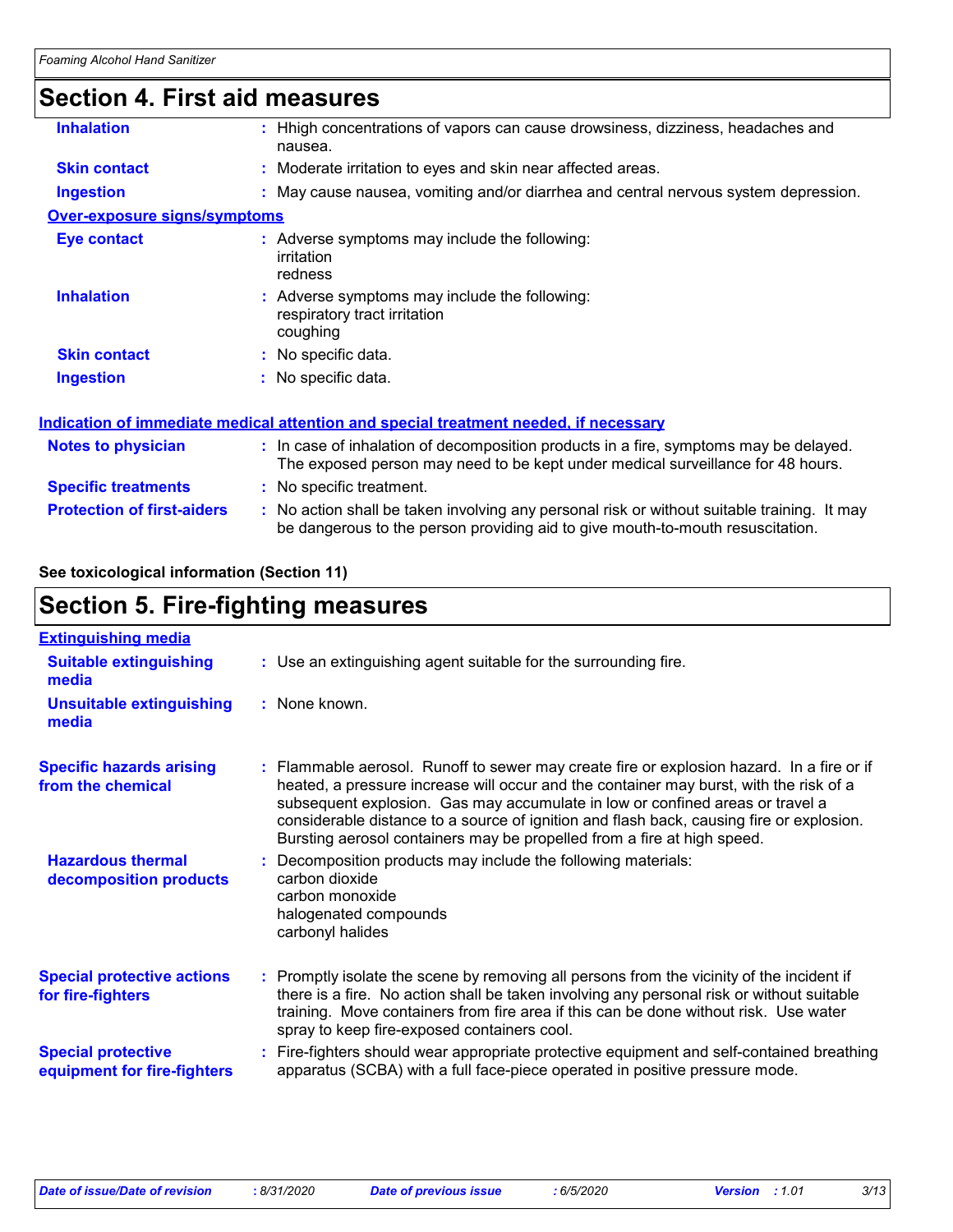## Section 4. First aid measures

| | |
|---|---|
| **Inhalation** | : Hhigh concentrations of vapors can cause drowsiness, dizziness, headaches and nausea. |
| **Skin contact** | : Moderate irritation to eyes and skin near affected areas. |
| **Ingestion** | : May cause nausea, vomiting and/or diarrhea and central nervous system depression. |

**Over-exposure signs/symptoms**

| | |
|---|---|
| **Eye contact** | : Adverse symptoms may include the following:<br>irritation<br>redness |
| **Inhalation** | : Adverse symptoms may include the following:<br>respiratory tract irritation<br>coughing |
| **Skin contact** | : No specific data. |
| **Ingestion** | : No specific data. |

**Indication of immediate medical attention and special treatment needed, if necessary**

| | |
|---|---|
| **Notes to physician** | : In case of inhalation of decomposition products in a fire, symptoms may be delayed. The exposed person may need to be kept under medical surveillance for 48 hours. |
| **Specific treatments** | : No specific treatment. |
| **Protection of first-aiders** | : No action shall be taken involving any personal risk or without suitable training. It may be dangerous to the person providing aid to give mouth-to-mouth resuscitation. |

**See toxicological information (Section 11)**

## Section 5. Fire-fighting measures

**Extinguishing media**

| | |
|---|---|
| **Suitable extinguishing media** | : Use an extinguishing agent suitable for the surrounding fire. |
| **Unsuitable extinguishing media** | : None known. |
| **Specific hazards arising from the chemical** | : Flammable aerosol. Runoff to sewer may create fire or explosion hazard. In a fire or if heated, a pressure increase will occur and the container may burst, with the risk of a subsequent explosion. Gas may accumulate in low or confined areas or travel a considerable distance to a source of ignition and flash back, causing fire or explosion. Bursting aerosol containers may be propelled from a fire at high speed. |
| **Hazardous thermal decomposition products** | : Decomposition products may include the following materials:<br>carbon dioxide<br>carbon monoxide<br>halogenated compounds<br>carbonyl halides |
| **Special protective actions for fire-fighters** | : Promptly isolate the scene by removing all persons from the vicinity of the incident if there is a fire. No action shall be taken involving any personal risk or without suitable training. Move containers from fire area if this can be done without risk. Use water spray to keep fire-exposed containers cool. |
| **Special protective equipment for fire-fighters** | : Fire-fighters should wear appropriate protective equipment and self-contained breathing apparatus (SCBA) with a full face-piece operated in positive pressure mode. |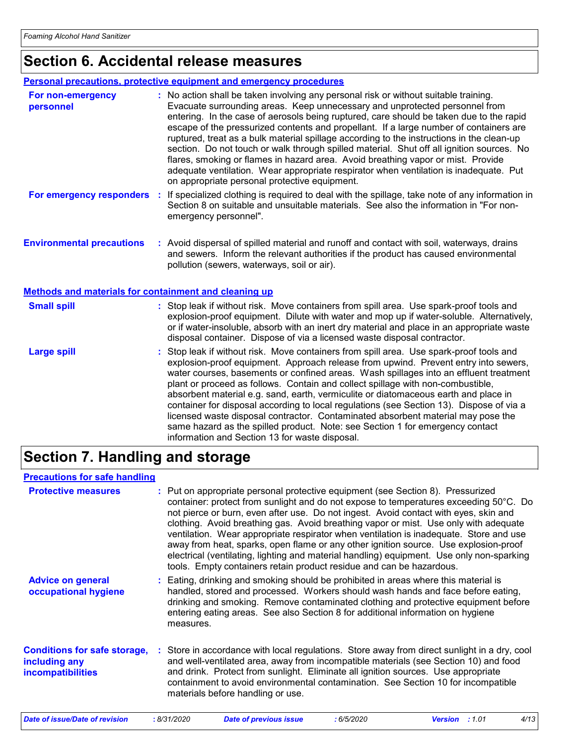## Section 6. Accidental release measures

### Personal precautions, protective equipment and emergency procedures

**For non-emergency personnel** : No action shall be taken involving any personal risk or without suitable training. Evacuate surrounding areas. Keep unnecessary and unprotected personnel from entering. In the case of aerosols being ruptured, care should be taken due to the rapid escape of the pressurized contents and propellant. If a large number of containers are ruptured, treat as a bulk material spillage according to the instructions in the clean-up section. Do not touch or walk through spilled material. Shut off all ignition sources. No flares, smoking or flames in hazard area. Avoid breathing vapor or mist. Provide adequate ventilation. Wear appropriate respirator when ventilation is inadequate. Put on appropriate personal protective equipment.

**For emergency responders** : If specialized clothing is required to deal with the spillage, take note of any information in Section 8 on suitable and unsuitable materials. See also the information in "For non-emergency personnel".

**Environmental precautions** : Avoid dispersal of spilled material and runoff and contact with soil, waterways, drains and sewers. Inform the relevant authorities if the product has caused environmental pollution (sewers, waterways, soil or air).

### Methods and materials for containment and cleaning up

**Small spill** : Stop leak if without risk. Move containers from spill area. Use spark-proof tools and explosion-proof equipment. Dilute with water and mop up if water-soluble. Alternatively, or if water-insoluble, absorb with an inert dry material and place in an appropriate waste disposal container. Dispose of via a licensed waste disposal contractor.

**Large spill** : Stop leak if without risk. Move containers from spill area. Use spark-proof tools and explosion-proof equipment. Approach release from upwind. Prevent entry into sewers, water courses, basements or confined areas. Wash spillages into an effluent treatment plant or proceed as follows. Contain and collect spillage with non-combustible, absorbent material e.g. sand, earth, vermiculite or diatomaceous earth and place in container for disposal according to local regulations (see Section 13). Dispose of via a licensed waste disposal contractor. Contaminated absorbent material may pose the same hazard as the spilled product. Note: see Section 1 for emergency contact information and Section 13 for waste disposal.

## Section 7. Handling and storage

### Precautions for safe handling

**Protective measures** : Put on appropriate personal protective equipment (see Section 8). Pressurized container: protect from sunlight and do not expose to temperatures exceeding 50°C. Do not pierce or burn, even after use. Do not ingest. Avoid contact with eyes, skin and clothing. Avoid breathing gas. Avoid breathing vapor or mist. Use only with adequate ventilation. Wear appropriate respirator when ventilation is inadequate. Store and use away from heat, sparks, open flame or any other ignition source. Use explosion-proof electrical (ventilating, lighting and material handling) equipment. Use only non-sparking tools. Empty containers retain product residue and can be hazardous.

**Advice on general occupational hygiene** : Eating, drinking and smoking should be prohibited in areas where this material is handled, stored and processed. Workers should wash hands and face before eating, drinking and smoking. Remove contaminated clothing and protective equipment before entering eating areas. See also Section 8 for additional information on hygiene measures.

**Conditions for safe storage, including any incompatibilities** : Store in accordance with local regulations. Store away from direct sunlight in a dry, cool and well-ventilated area, away from incompatible materials (see Section 10) and food and drink. Protect from sunlight. Eliminate all ignition sources. Use appropriate containment to avoid environmental contamination. See Section 10 for incompatible materials before handling or use.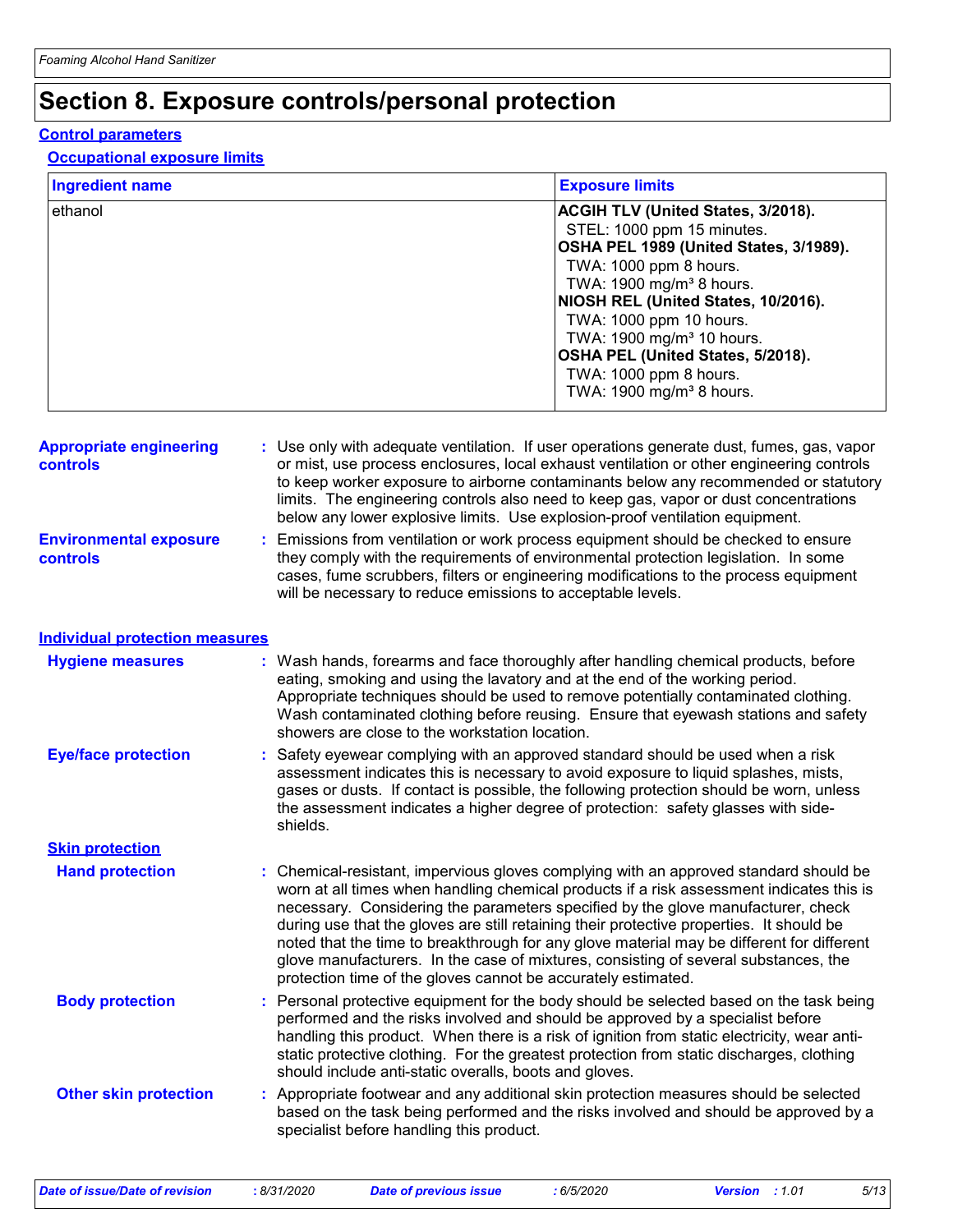# Section 8. Exposure controls/personal protection

## Control parameters

### Occupational exposure limits

| Ingredient name | Exposure limits |
|---|---|
| ethanol | **ACGIH TLV (United States, 3/2018).**<br>STEL: 1000 ppm 15 minutes.<br>**OSHA PEL 1989 (United States, 3/1989).**<br>TWA: 1000 ppm 8 hours.<br>TWA: 1900 mg/m³ 8 hours.<br>**NIOSH REL (United States, 10/2016).**<br>TWA: 1000 ppm 10 hours.<br>TWA: 1900 mg/m³ 10 hours.<br>**OSHA PEL (United States, 5/2018).**<br>TWA: 1000 ppm 8 hours.<br>TWA: 1900 mg/m³ 8 hours. |

**Appropriate engineering controls** : Use only with adequate ventilation. If user operations generate dust, fumes, gas, vapor or mist, use process enclosures, local exhaust ventilation or other engineering controls to keep worker exposure to airborne contaminants below any recommended or statutory limits. The engineering controls also need to keep gas, vapor or dust concentrations below any lower explosive limits. Use explosion-proof ventilation equipment.

**Environmental exposure controls** : Emissions from ventilation or work process equipment should be checked to ensure they comply with the requirements of environmental protection legislation. In some cases, fume scrubbers, filters or engineering modifications to the process equipment will be necessary to reduce emissions to acceptable levels.

## Individual protection measures

**Hygiene measures** : Wash hands, forearms and face thoroughly after handling chemical products, before eating, smoking and using the lavatory and at the end of the working period. Appropriate techniques should be used to remove potentially contaminated clothing. Wash contaminated clothing before reusing. Ensure that eyewash stations and safety showers are close to the workstation location.

**Eye/face protection** : Safety eyewear complying with an approved standard should be used when a risk assessment indicates this is necessary to avoid exposure to liquid splashes, mists, gases or dusts. If contact is possible, the following protection should be worn, unless the assessment indicates a higher degree of protection: safety glasses with side-shields.

### Skin protection

**Hand protection** : Chemical-resistant, impervious gloves complying with an approved standard should be worn at all times when handling chemical products if a risk assessment indicates this is necessary. Considering the parameters specified by the glove manufacturer, check during use that the gloves are still retaining their protective properties. It should be noted that the time to breakthrough for any glove material may be different for different glove manufacturers. In the case of mixtures, consisting of several substances, the protection time of the gloves cannot be accurately estimated.

**Body protection** : Personal protective equipment for the body should be selected based on the task being performed and the risks involved and should be approved by a specialist before handling this product. When there is a risk of ignition from static electricity, wear anti-static protective clothing. For the greatest protection from static discharges, clothing should include anti-static overalls, boots and gloves.

**Other skin protection** : Appropriate footwear and any additional skin protection measures should be selected based on the task being performed and the risks involved and should be approved by a specialist before handling this product.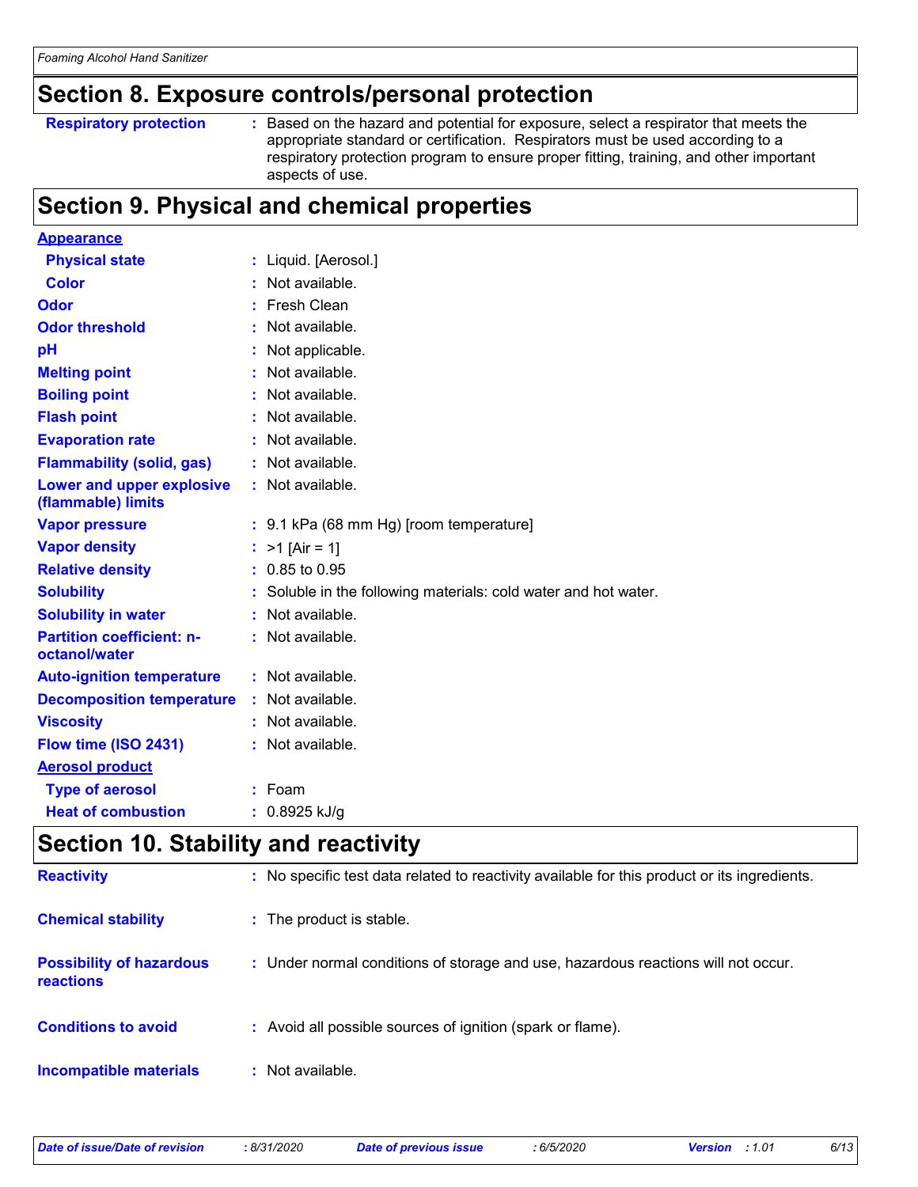## Section 8. Exposure controls/personal protection

| | | |
|---|---|---|
| **Respiratory protection** | : | Based on the hazard and potential for exposure, select a respirator that meets the appropriate standard or certification. Respirators must be used according to a respiratory protection program to ensure proper fitting, training, and other important aspects of use. |

## Section 9. Physical and chemical properties

| | | |
|---|---|---|
| **Appearance** | | |
| **Physical state** | : | Liquid. [Aerosol.] |
| **Color** | : | Not available. |
| **Odor** | : | Fresh Clean |
| **Odor threshold** | : | Not available. |
| **pH** | : | Not applicable. |
| **Melting point** | : | Not available. |
| **Boiling point** | : | Not available. |
| **Flash point** | : | Not available. |
| **Evaporation rate** | : | Not available. |
| **Flammability (solid, gas)** | : | Not available. |
| **Lower and upper explosive (flammable) limits** | : | Not available. |
| **Vapor pressure** | : | 9.1 kPa (68 mm Hg) [room temperature] |
| **Vapor density** | : | >1 [Air = 1] |
| **Relative density** | : | 0.85 to 0.95 |
| **Solubility** | : | Soluble in the following materials: cold water and hot water. |
| **Solubility in water** | : | Not available. |
| **Partition coefficient: n-octanol/water** | : | Not available. |
| **Auto-ignition temperature** | : | Not available. |
| **Decomposition temperature** | : | Not available. |
| **Viscosity** | : | Not available. |
| **Flow time (ISO 2431)** | : | Not available. |
| **Aerosol product** | | |
| **Type of aerosol** | : | Foam |
| **Heat of combustion** | : | 0.8925 kJ/g |

## Section 10. Stability and reactivity

| | | |
|---|---|---|
| **Reactivity** | : | No specific test data related to reactivity available for this product or its ingredients. |
| **Chemical stability** | : | The product is stable. |
| **Possibility of hazardous reactions** | : | Under normal conditions of storage and use, hazardous reactions will not occur. |
| **Conditions to avoid** | : | Avoid all possible sources of ignition (spark or flame). |
| **Incompatible materials** | : | Not available. |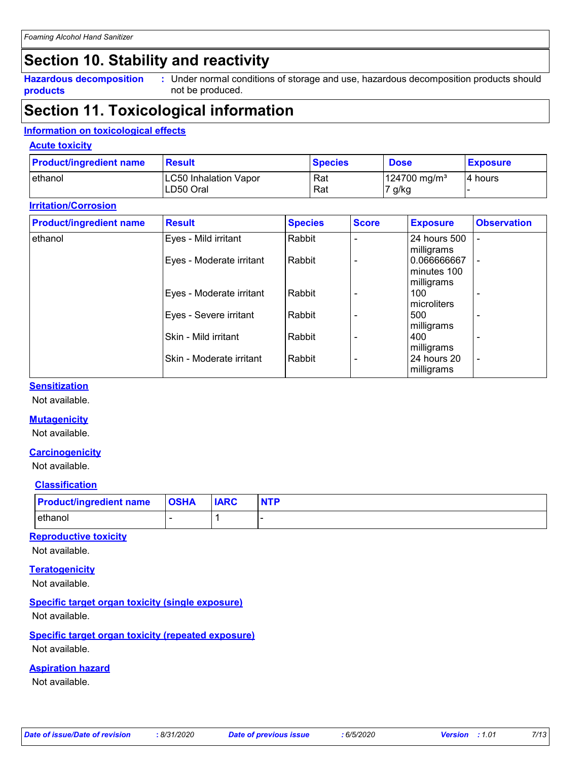# Section 10. Stability and reactivity

**Hazardous decomposition products** : Under normal conditions of storage and use, hazardous decomposition products should not be produced.

# Section 11. Toxicological information

## Information on toxicological effects

### Acute toxicity

| Product/ingredient name | Result | Species | Dose | Exposure |
|---|---|---|---|---|
| ethanol | LC50 Inhalation Vapor<br>LD50 Oral | Rat<br>Rat | 124700 mg/m³<br>7 g/kg | 4 hours<br>- |

### Irritation/Corrosion

| Product/ingredient name | Result | Species | Score | Exposure | Observation |
|---|---|---|---|---|---|
| ethanol | Eyes - Mild irritant | Rabbit | - | 24 hours 500 milligrams | - |
| | Eyes - Moderate irritant | Rabbit | - | 0.066666667 minutes 100 milligrams | - |
| | Eyes - Moderate irritant | Rabbit | - | 100 microliters | - |
| | Eyes - Severe irritant | Rabbit | - | 500 milligrams | - |
| | Skin - Mild irritant | Rabbit | - | 400 milligrams | - |
| | Skin - Moderate irritant | Rabbit | - | 24 hours 20 milligrams | - |

### Sensitization

Not available.

### Mutagenicity

Not available.

### Carcinogenicity

Not available.

### Classification

| Product/ingredient name | OSHA | IARC | NTP |
|---|---|---|---|
| ethanol | - | 1 | - |

### Reproductive toxicity

Not available.

### Teratogenicity

Not available.

### Specific target organ toxicity (single exposure)

Not available.

### Specific target organ toxicity (repeated exposure)

Not available.

### Aspiration hazard

Not available.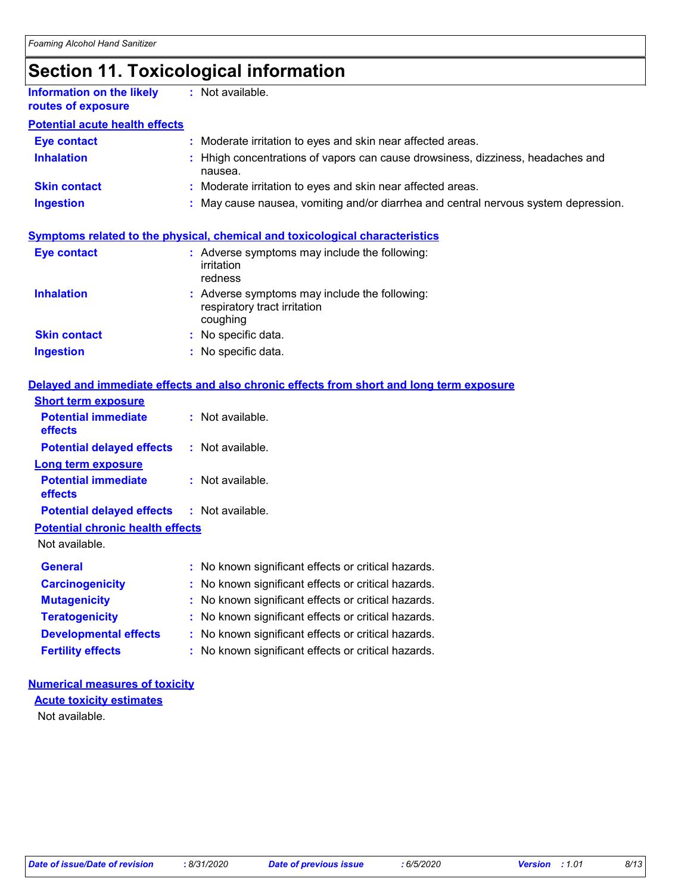# Section 11. Toxicological information

**Information on the likely routes of exposure** : Not available.

**Potential acute health effects**

| | |
|---|---|
| **Eye contact** | : Moderate irritation to eyes and skin near affected areas. |
| **Inhalation** | : Hhigh concentrations of vapors can cause drowsiness, dizziness, headaches and nausea. |
| **Skin contact** | : Moderate irritation to eyes and skin near affected areas. |
| **Ingestion** | : May cause nausea, vomiting and/or diarrhea and central nervous system depression. |

**Symptoms related to the physical, chemical and toxicological characteristics**

| | |
|---|---|
| **Eye contact** | : Adverse symptoms may include the following:<br>irritation<br>redness |
| **Inhalation** | : Adverse symptoms may include the following:<br>respiratory tract irritation<br>coughing |
| **Skin contact** | : No specific data. |
| **Ingestion** | : No specific data. |

**Delayed and immediate effects and also chronic effects from short and long term exposure**

**Short term exposure**

| | |
|---|---|
| **Potential immediate effects** | : Not available. |
| **Potential delayed effects** | : Not available. |

**Long term exposure**

| | |
|---|---|
| **Potential immediate effects** | : Not available. |
| **Potential delayed effects** | : Not available. |

**Potential chronic health effects**

Not available.

| | |
|---|---|
| **General** | : No known significant effects or critical hazards. |
| **Carcinogenicity** | : No known significant effects or critical hazards. |
| **Mutagenicity** | : No known significant effects or critical hazards. |
| **Teratogenicity** | : No known significant effects or critical hazards. |
| **Developmental effects** | : No known significant effects or critical hazards. |
| **Fertility effects** | : No known significant effects or critical hazards. |

**Numerical measures of toxicity**

**Acute toxicity estimates**

Not available.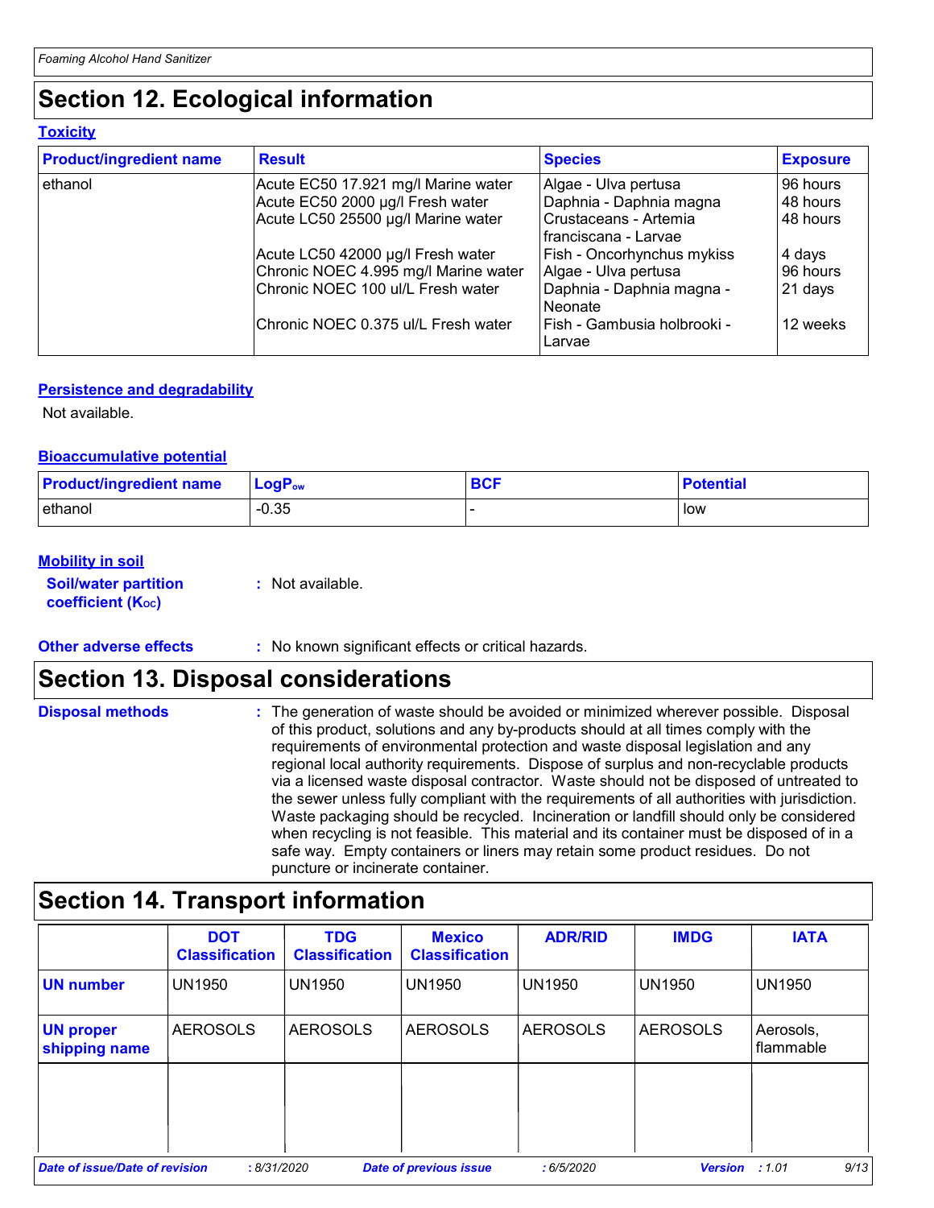## Section 12. Ecological information

### Toxicity

| Product/ingredient name | Result | Species | Exposure |
|---|---|---|---|
| ethanol | Acute EC50 17.921 mg/l Marine water | Algae - Ulva pertusa | 96 hours |
| | Acute EC50 2000 µg/l Fresh water | Daphnia - Daphnia magna | 48 hours |
| | Acute LC50 25500 µg/l Marine water | Crustaceans - Artemia franciscana - Larvae | 48 hours |
| | Acute LC50 42000 µg/l Fresh water | Fish - Oncorhynchus mykiss | 4 days |
| | Chronic NOEC 4.995 mg/l Marine water | Algae - Ulva pertusa | 96 hours |
| | Chronic NOEC 100 ul/L Fresh water | Daphnia - Daphnia magna - Neonate | 21 days |
| | Chronic NOEC 0.375 ul/L Fresh water | Fish - Gambusia holbrooki - Larvae | 12 weeks |

### Persistence and degradability

Not available.

### Bioaccumulative potential

| Product/ingredient name | $LogP_{ow}$ | BCF | Potential |
|---|---|---|---|
| ethanol | -0.35 | - | low |

### Mobility in soil

**Soil/water partition coefficient ($K_{OC}$)** : Not available.

**Other adverse effects** : No known significant effects or critical hazards.

## Section 13. Disposal considerations

**Disposal methods** : The generation of waste should be avoided or minimized wherever possible. Disposal of this product, solutions and any by-products should at all times comply with the requirements of environmental protection and waste disposal legislation and any regional local authority requirements. Dispose of surplus and non-recyclable products via a licensed waste disposal contractor. Waste should not be disposed of untreated to the sewer unless fully compliant with the requirements of all authorities with jurisdiction. Waste packaging should be recycled. Incineration or landfill should only be considered when recycling is not feasible. This material and its container must be disposed of in a safe way. Empty containers or liners may retain some product residues. Do not puncture or incinerate container.

## Section 14. Transport information

| | DOT Classification | TDG Classification | Mexico Classification | ADR/RID | IMDG | IATA |
|---|---|---|---|---|---|---|
| UN number | UN1950 | UN1950 | UN1950 | UN1950 | UN1950 | UN1950 |
| UN proper shipping name | AEROSOLS | AEROSOLS | AEROSOLS | AEROSOLS | AEROSOLS | Aerosols, flammable |
| | | | | | | |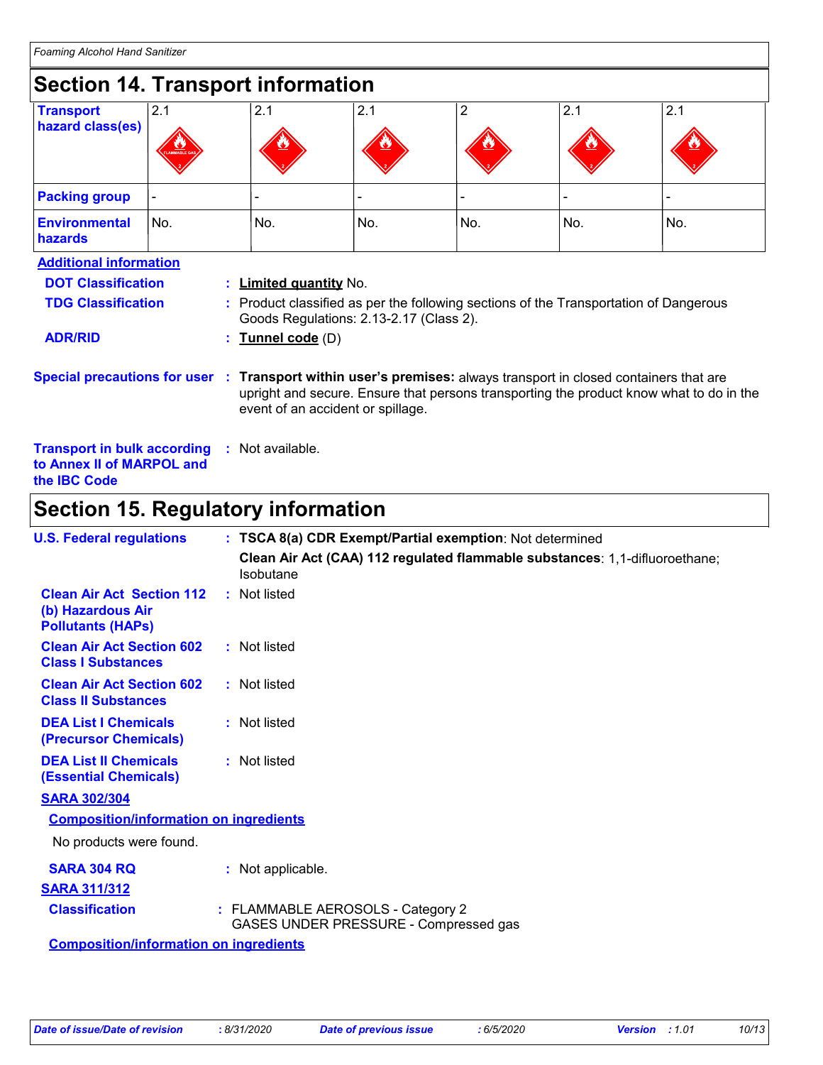# Section 14. Transport information

| Transport hazard class(es) | 2.1 | 2.1 | 2.1 | 2 | 2.1 | 2.1 |
|---|---|---|---|---|---|---|
| Packing group | - | - | - | - | - | - |
| Environmental hazards | No. | No. | No. | No. | No. | No. |

**Additional information**

**DOT Classification** : **Limited quantity** No.

**TDG Classification** : Product classified as per the following sections of the Transportation of Dangerous Goods Regulations: 2.13-2.17 (Class 2).

**ADR/RID** : **Tunnel code** (D)

**Special precautions for user** : **Transport within user's premises:** always transport in closed containers that are upright and secure. Ensure that persons transporting the product know what to do in the event of an accident or spillage.

**Transport in bulk according to Annex II of MARPOL and the IBC Code** : Not available.

# Section 15. Regulatory information

**U.S. Federal regulations** : **TSCA 8(a) CDR Exempt/Partial exemption**: Not determined

**Clean Air Act (CAA) 112 regulated flammable substances**: 1,1-difluoroethane; Isobutane

**Clean Air Act Section 112 (b) Hazardous Air Pollutants (HAPs)** : Not listed

**Clean Air Act Section 602 Class I Substances** : Not listed

**Clean Air Act Section 602 Class II Substances** : Not listed

**DEA List I Chemicals (Precursor Chemicals)** : Not listed

**DEA List II Chemicals (Essential Chemicals)** : Not listed

**SARA 302/304**

**Composition/information on ingredients**

No products were found.

**SARA 304 RQ** : Not applicable.

**SARA 311/312**

**Classification** : FLAMMABLE AEROSOLS - Category 2
GASES UNDER PRESSURE - Compressed gas

**Composition/information on ingredients**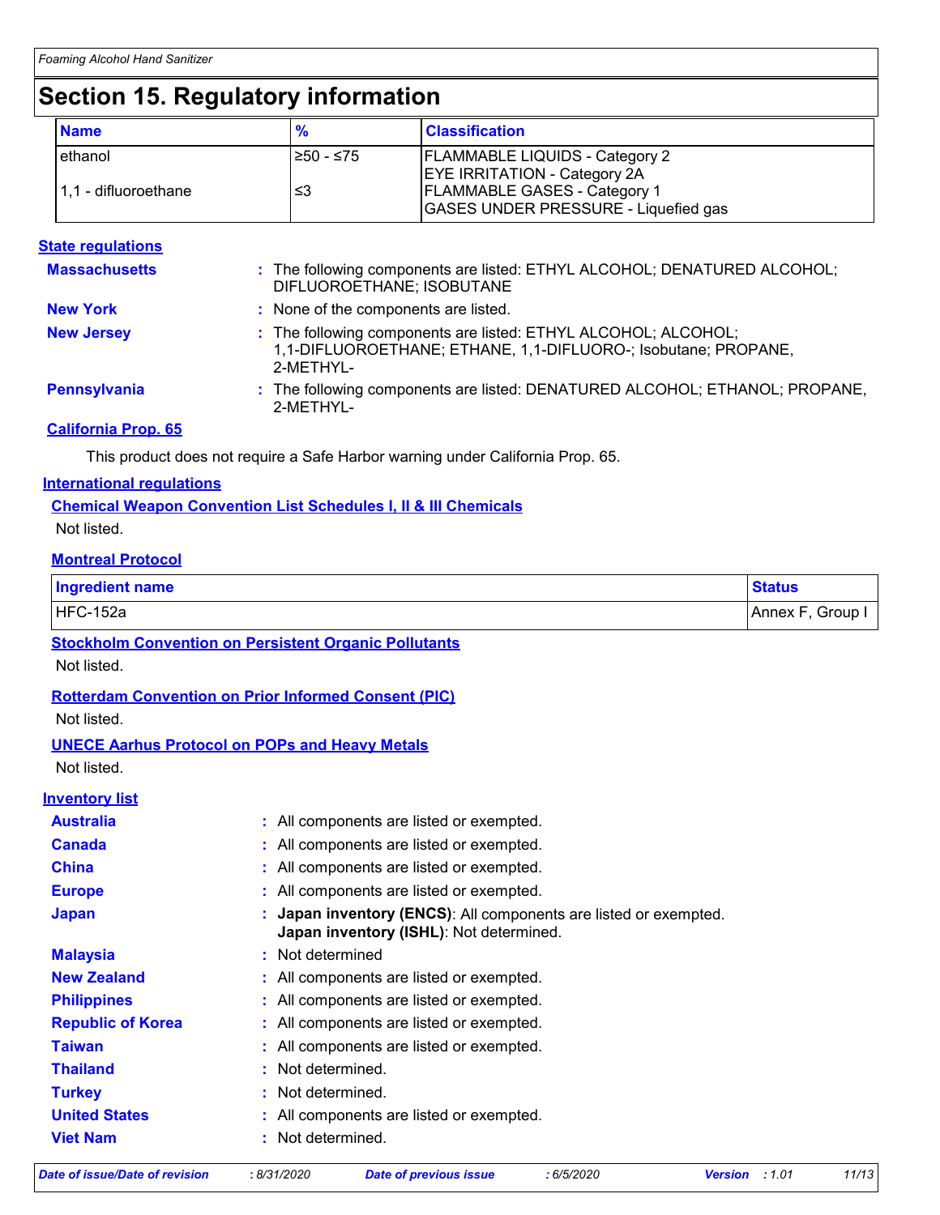# Section 15. Regulatory information

| Name | % | Classification |
|---|---|---|
| ethanol | ≥50 - ≤75 | FLAMMABLE LIQUIDS - Category 2<br>EYE IRRITATION - Category 2A |
| 1,1 - difluoroethane | ≤3 | FLAMMABLE GASES - Category 1<br>GASES UNDER PRESSURE - Liquefied gas |

## State regulations

**Massachusetts** : The following components are listed: ETHYL ALCOHOL; DENATURED ALCOHOL; DIFLUOROETHANE; ISOBUTANE

**New York** : None of the components are listed.

**New Jersey** : The following components are listed: ETHYL ALCOHOL; ALCOHOL; 1,1-DIFLUOROETHANE; ETHANE, 1,1-DIFLUORO-; Isobutane; PROPANE, 2-METHYL-

**Pennsylvania** : The following components are listed: DENATURED ALCOHOL; ETHANOL; PROPANE, 2-METHYL-

### California Prop. 65

This product does not require a Safe Harbor warning under California Prop. 65.

## International regulations

### Chemical Weapon Convention List Schedules I, II & III Chemicals

Not listed.

### Montreal Protocol

| Ingredient name | Status |
|---|---|
| HFC-152a | Annex F, Group I |

### Stockholm Convention on Persistent Organic Pollutants

Not listed.

### Rotterdam Convention on Prior Informed Consent (PIC)

Not listed.

### UNECE Aarhus Protocol on POPs and Heavy Metals

Not listed.

## Inventory list

**Australia** : All components are listed or exempted.

**Canada** : All components are listed or exempted.

**China** : All components are listed or exempted.

**Europe** : All components are listed or exempted.

**Japan** : **Japan inventory (ENCS)**: All components are listed or exempted.
**Japan inventory (ISHL)**: Not determined.

**Malaysia** : Not determined

**New Zealand** : All components are listed or exempted.

**Philippines** : All components are listed or exempted.

**Republic of Korea** : All components are listed or exempted.

**Taiwan** : All components are listed or exempted.

**Thailand** : Not determined.

**Turkey** : Not determined.

**United States** : All components are listed or exempted.

**Viet Nam** : Not determined.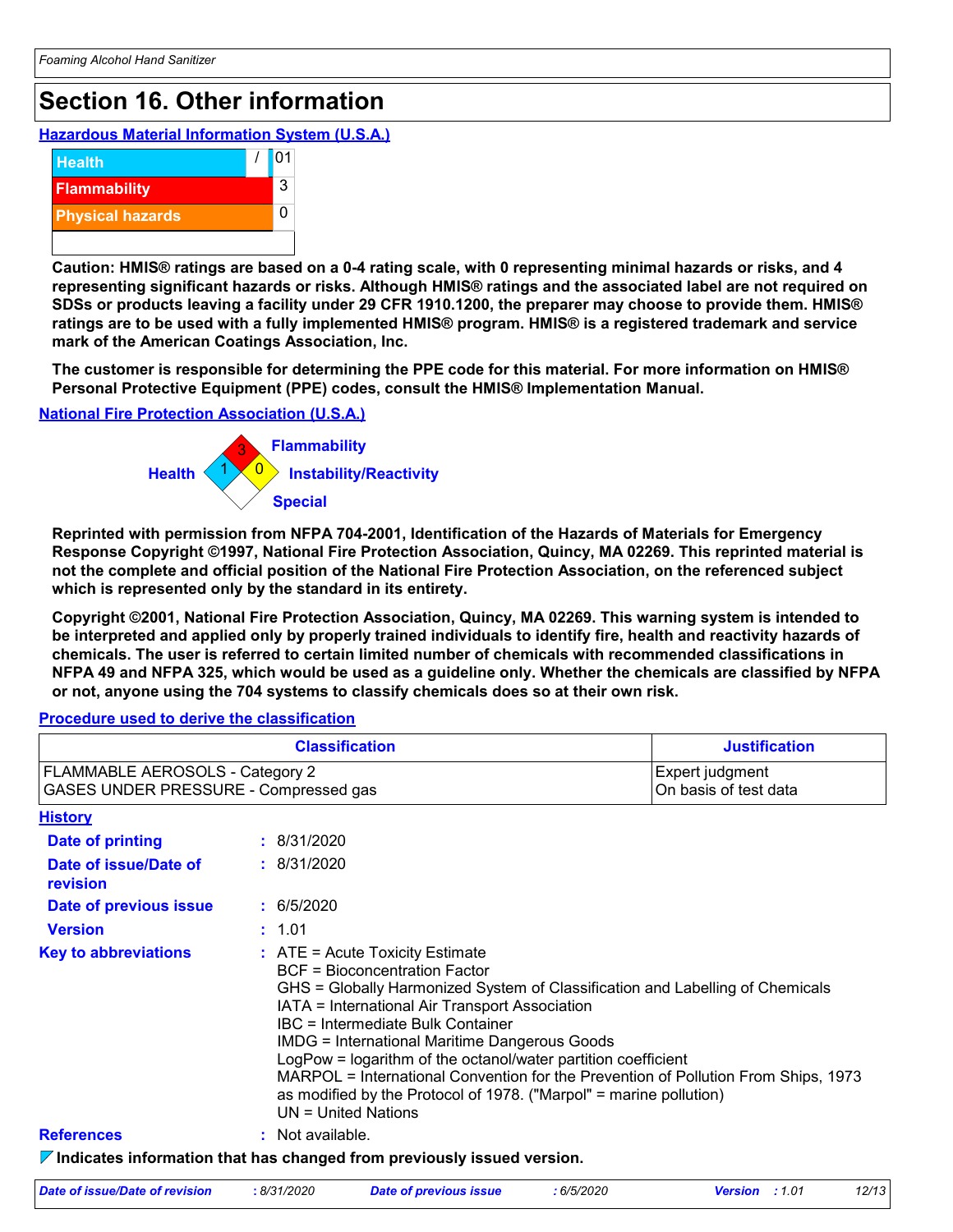# Section 16. Other information

**Hazardous Material Information System (U.S.A.)**

| Health | / | 01 |
|---|---|---|
| Flammability | | 3 |
| Physical hazards | | 0 |

**Caution: HMIS® ratings are based on a 0-4 rating scale, with 0 representing minimal hazards or risks, and 4 representing significant hazards or risks. Although HMIS® ratings and the associated label are not required on SDSs or products leaving a facility under 29 CFR 1910.1200, the preparer may choose to provide them. HMIS® ratings are to be used with a fully implemented HMIS® program. HMIS® is a registered trademark and service mark of the American Coatings Association, Inc.**

**The customer is responsible for determining the PPE code for this material. For more information on HMIS® Personal Protective Equipment (PPE) codes, consult the HMIS® Implementation Manual.**

**National Fire Protection Association (U.S.A.)**

Flammability: 3
Health: 1
Instability/Reactivity: 0
Special:

**Reprinted with permission from NFPA 704-2001, Identification of the Hazards of Materials for Emergency Response Copyright ©1997, National Fire Protection Association, Quincy, MA 02269. This reprinted material is not the complete and official position of the National Fire Protection Association, on the referenced subject which is represented only by the standard in its entirety.**

**Copyright ©2001, National Fire Protection Association, Quincy, MA 02269. This warning system is intended to be interpreted and applied only by properly trained individuals to identify fire, health and reactivity hazards of chemicals. The user is referred to certain limited number of chemicals with recommended classifications in NFPA 49 and NFPA 325, which would be used as a guideline only. Whether the chemicals are classified by NFPA or not, anyone using the 704 systems to classify chemicals does so at their own risk.**

**Procedure used to derive the classification**

| Classification | Justification |
|---|---|
| FLAMMABLE AEROSOLS - Category 2 | Expert judgment |
| GASES UNDER PRESSURE - Compressed gas | On basis of test data |

**History**

**Date of printing** : 8/31/2020

**Date of issue/Date of revision** : 8/31/2020

**Date of previous issue** : 6/5/2020

**Version** : 1.01

**Key to abbreviations** :
ATE = Acute Toxicity Estimate
BCF = Bioconcentration Factor
GHS = Globally Harmonized System of Classification and Labelling of Chemicals
IATA = International Air Transport Association
IBC = Intermediate Bulk Container
IMDG = International Maritime Dangerous Goods
LogPow = logarithm of the octanol/water partition coefficient
MARPOL = International Convention for the Prevention of Pollution From Ships, 1973 as modified by the Protocol of 1978. ("Marpol" = marine pollution)
UN = United Nations

**References** : Not available.

**Indicates information that has changed from previously issued version.**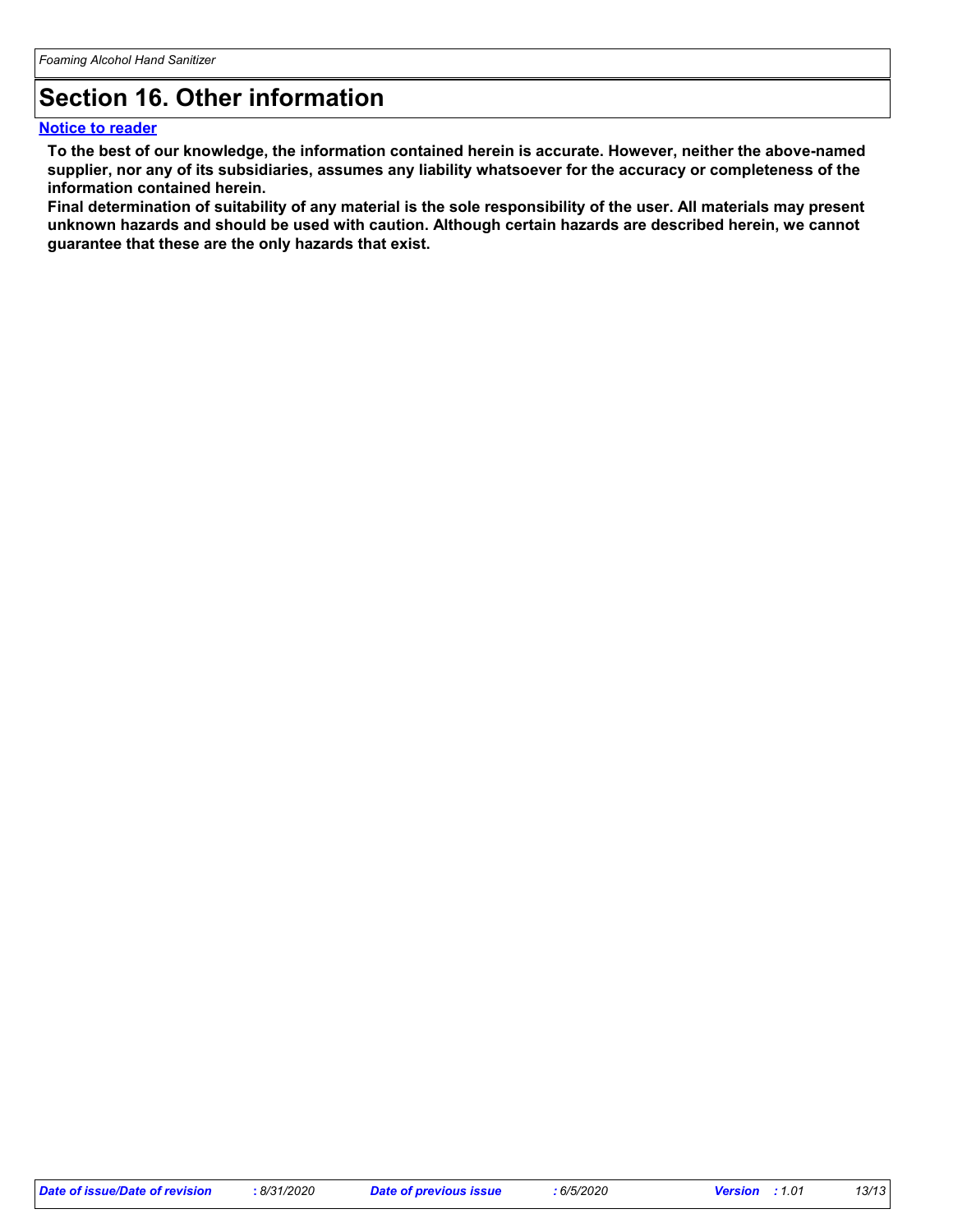# Section 16. Other information

**Notice to reader**

**To the best of our knowledge, the information contained herein is accurate. However, neither the above-named supplier, nor any of its subsidiaries, assumes any liability whatsoever for the accuracy or completeness of the information contained herein.**

**Final determination of suitability of any material is the sole responsibility of the user. All materials may present unknown hazards and should be used with caution. Although certain hazards are described herein, we cannot guarantee that these are the only hazards that exist.**